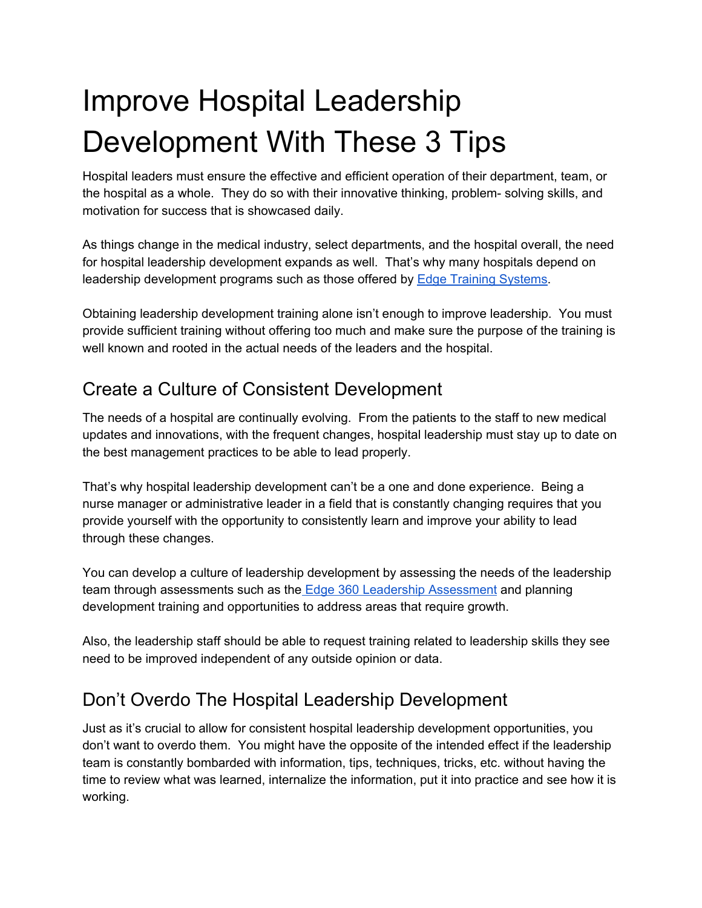# Improve Hospital Leadership Development With These 3 Tips

Hospital leaders must ensure the effective and efficient operation of their department, team, or the hospital as a whole. They do so with their innovative thinking, problem- solving skills, and motivation for success that is showcased daily.

As things change in the medical industry, select departments, and the hospital overall, the need for hospital leadership development expands as well. That's why many hospitals depend on leadership development programs such as those offered by [Edge Training Systems](#).

Obtaining leadership development training alone isn't enough to improve leadership. You must provide sufficient training without offering too much and make sure the purpose of the training is well known and rooted in the actual needs of the leaders and the hospital.

## Create a Culture of Consistent Development

The needs of a hospital are continually evolving. From the patients to the staff to new medical updates and innovations, with the frequent changes, hospital leadership must stay up to date on the best management practices to be able to lead properly.

That's why hospital leadership development can't be a one and done experience. Being a nurse manager or administrative leader in a field that is constantly changing requires that you provide yourself with the opportunity to consistently learn and improve your ability to lead through these changes.

You can develop a culture of leadership development by assessing the needs of the leadership team through assessments such as the [Edge 360 Leadership Assessment](#) and planning development training and opportunities to address areas that require growth.

Also, the leadership staff should be able to request training related to leadership skills they see need to be improved independent of any outside opinion or data.

## Don't Overdo The Hospital Leadership Development

Just as it's crucial to allow for consistent hospital leadership development opportunities, you don't want to overdo them. You might have the opposite of the intended effect if the leadership team is constantly bombarded with information, tips, techniques, tricks, etc. without having the time to review what was learned, internalize the information, put it into practice and see how it is working.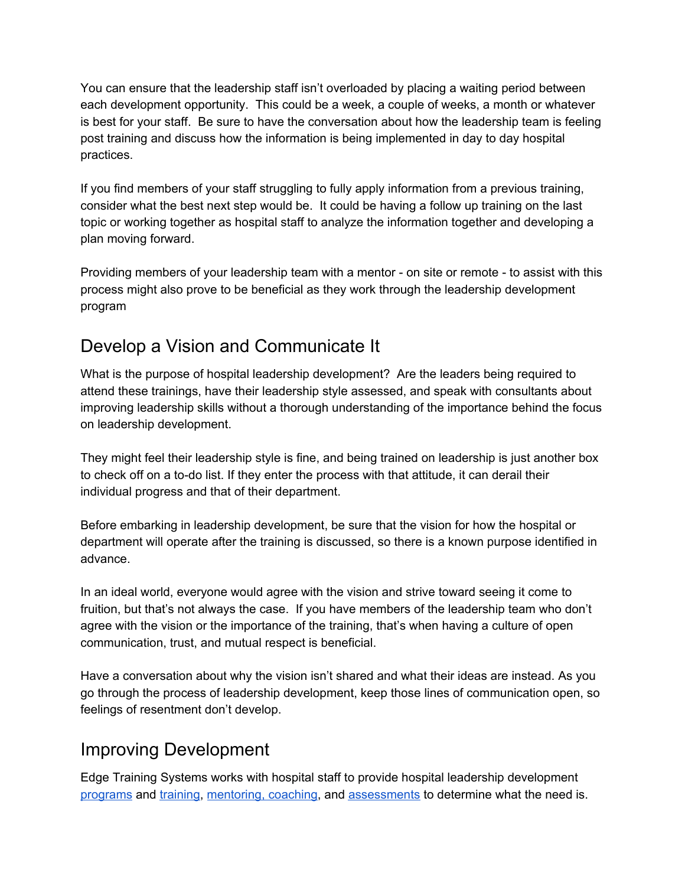You can ensure that the leadership staff isn't overloaded by placing a waiting period between each development opportunity. This could be a week, a couple of weeks, a month or whatever is best for your staff. Be sure to have the conversation about how the leadership team is feeling post training and discuss how the information is being implemented in day to day hospital practices.

If you find members of your staff struggling to fully apply information from a previous training, consider what the best next step would be. It could be having a follow up training on the last topic or working together as hospital staff to analyze the information together and developing a plan moving forward.

Providing members of your leadership team with a mentor - on site or remote - to assist with this process might also prove to be beneficial as they work through the leadership development program

## Develop a Vision and Communicate It

What is the purpose of hospital leadership development? Are the leaders being required to attend these trainings, have their leadership style assessed, and speak with consultants about improving leadership skills without a thorough understanding of the importance behind the focus on leadership development.

They might feel their leadership style is fine, and being trained on leadership is just another box to check off on a to-do list. If they enter the process with that attitude, it can derail their individual progress and that of their department.

Before embarking in leadership development, be sure that the vision for how the hospital or department will operate after the training is discussed, so there is a known purpose identified in advance.

In an ideal world, everyone would agree with the vision and strive toward seeing it come to fruition, but that's not always the case. If you have members of the leadership team who don't agree with the vision or the importance of the training, that's when having a culture of open communication, trust, and mutual respect is beneficial.

Have a conversation about why the vision isn't shared and what their ideas are instead. As you go through the process of leadership development, keep those lines of communication open, so feelings of resentment don't develop.

## Improving Development

Edge Training Systems works with hospital staff to provide hospital leadership development programs and training, mentoring, coaching, and assessments to determine what the need is.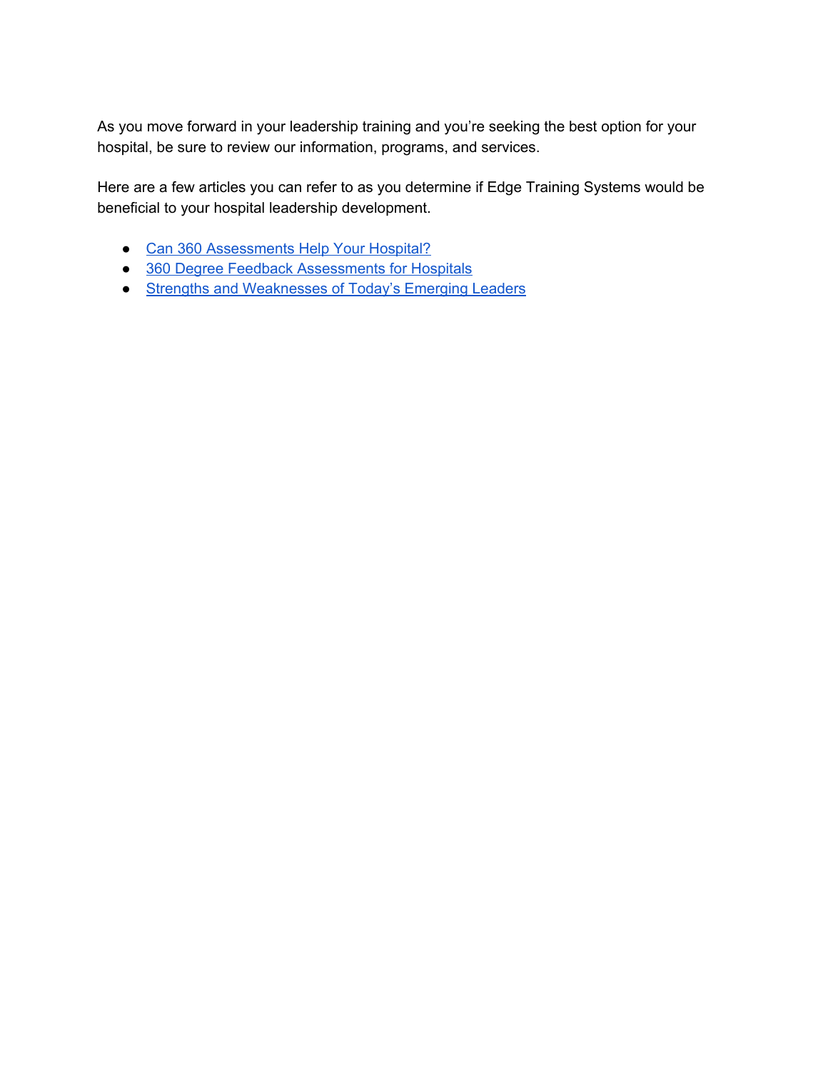As you move forward in your leadership training and you're seeking the best option for your hospital, be sure to review our information, programs, and services.

Here are a few articles you can refer to as you determine if Edge Training Systems would be beneficial to your hospital leadership development.

- Can 360 Assessments Help Your Hospital?
- 360 Degree Feedback Assessments for Hospitals
- Strengths and Weaknesses of Today's Emerging Leaders